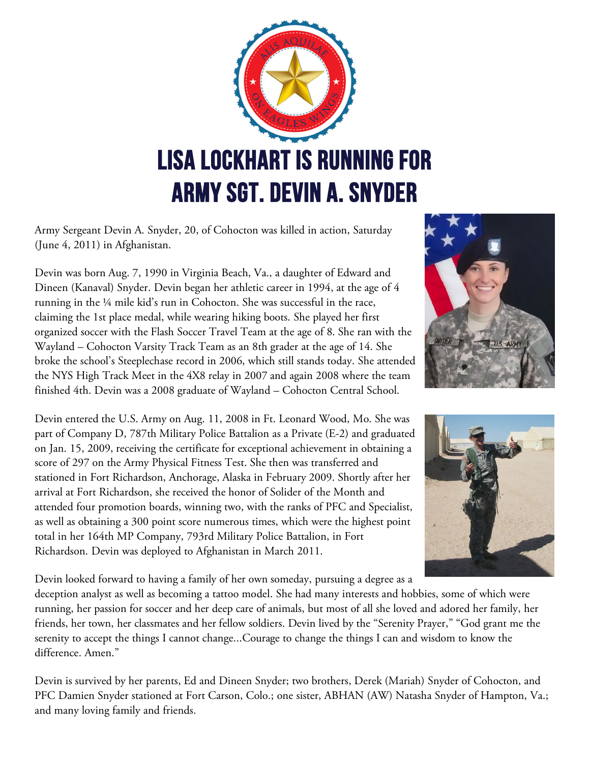# LISA LOCKHART IS RUNNING FOR ARMY SGT. DEVIN A. SNYDER

Army Sergeant Devin A. Snyder, 20, of Cohocton was killed in action, Saturday (June 4, 2011) in Afghanistan.

Devin was born Aug. 7, 1990 in Virginia Beach, Va., a daughter of Edward and Dineen (Kanaval) Snyder. Devin began her athletic career in 1994, at the age of 4 running in the ¼ mile kid's run in Cohocton. She was successful in the race, claiming the 1st place medal, while wearing hiking boots. She played her first organized soccer with the Flash Soccer Travel Team at the age of 8. She ran with the Wayland – Cohocton Varsity Track Team as an 8th grader at the age of 14. She broke the school's Steeplechase record in 2006, which still stands today. She attended the NYS High Track Meet in the 4X8 relay in 2007 and again 2008 where the team finished 4th. Devin was a 2008 graduate of Wayland – Cohocton Central School.

Devin entered the U.S. Army on Aug. 11, 2008 in Ft. Leonard Wood, Mo. She was part of Company D, 787th Military Police Battalion as a Private (E-2) and graduated on Jan. 15, 2009, receiving the certificate for exceptional achievement in obtaining a score of 297 on the Army Physical Fitness Test. She then was transferred and stationed in Fort Richardson, Anchorage, Alaska in February 2009. Shortly after her arrival at Fort Richardson, she received the honor of Solider of the Month and attended four promotion boards, winning two, with the ranks of PFC and Specialist, as well as obtaining a 300 point score numerous times, which were the highest point total in her 164th MP Company, 793rd Military Police Battalion, in Fort Richardson. Devin was deployed to Afghanistan in March 2011.

Devin looked forward to having a family of her own someday, pursuing a degree as a deception analyst as well as becoming a tattoo model. She had many interests and hobbies, some of which were running, her passion for soccer and her deep care of animals, but most of all she loved and adored her family, her friends, her town, her classmates and her fellow soldiers. Devin lived by the "Serenity Prayer," "God grant me the serenity to accept the things I cannot change...Courage to change the things I can and wisdom to know the difference. Amen."

Devin is survived by her parents, Ed and Dineen Snyder; two brothers, Derek (Mariah) Snyder of Cohocton, and PFC Damien Snyder stationed at Fort Carson, Colo.; one sister, ABHAN (AW) Natasha Snyder of Hampton, Va.; and many loving family and friends.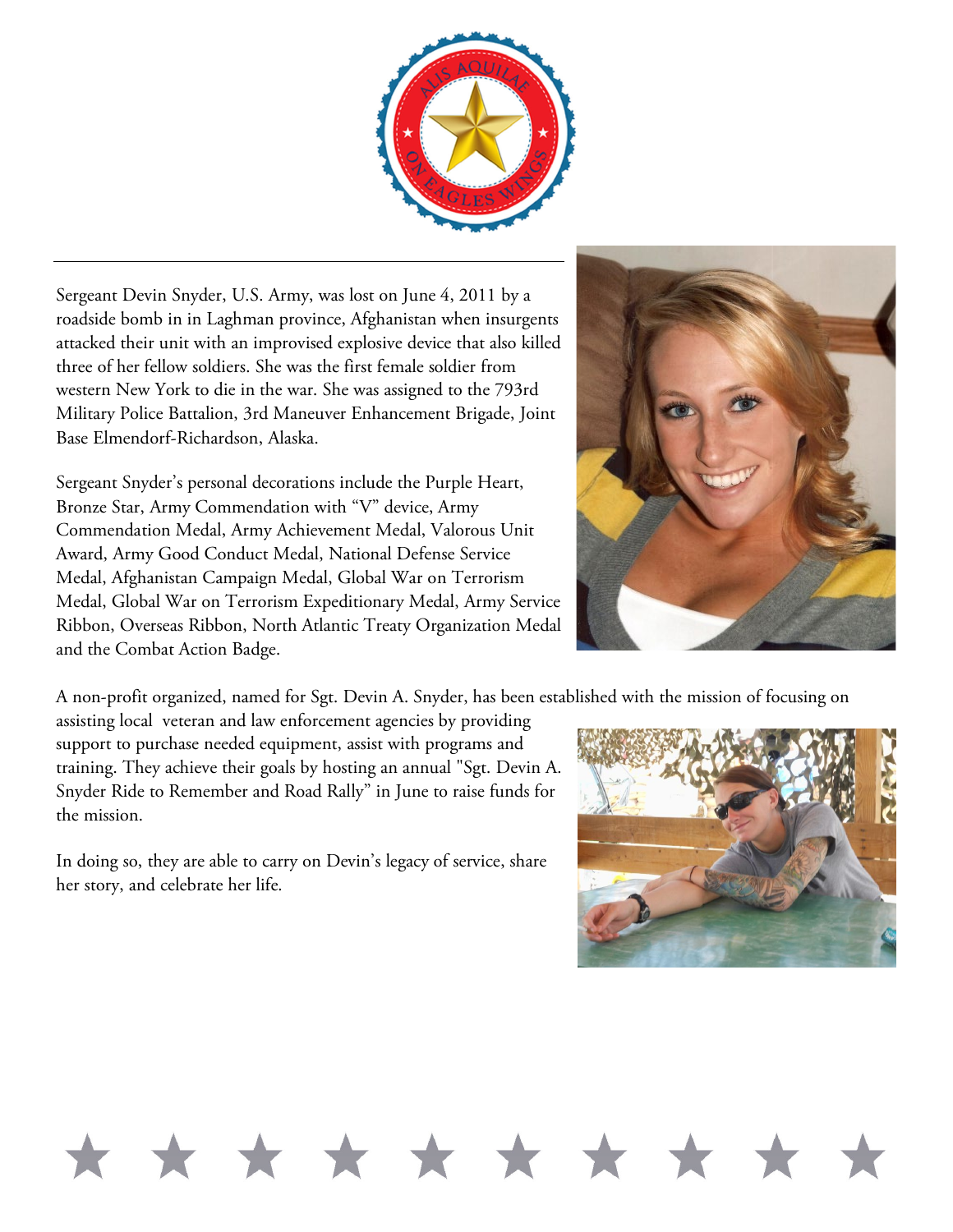Sergeant Devin Snyder, U.S. Army, was lost on June 4, 2011 by a roadside bomb in in Laghman province, Afghanistan when insurgents attacked their unit with an improvised explosive device that also killed three of her fellow soldiers. She was the first female soldier from western New York to die in the war. She was assigned to the 793rd Military Police Battalion, 3rd Maneuver Enhancement Brigade, Joint Base Elmendorf-Richardson, Alaska.

Sergeant Snyder's personal decorations include the Purple Heart, Bronze Star, Army Commendation with "V" device, Army Commendation Medal, Army Achievement Medal, Valorous Unit Award, Army Good Conduct Medal, National Defense Service Medal, Afghanistan Campaign Medal, Global War on Terrorism Medal, Global War on Terrorism Expeditionary Medal, Army Service Ribbon, Overseas Ribbon, North Atlantic Treaty Organization Medal and the Combat Action Badge.

A non-profit organized, named for Sgt. Devin A. Snyder, has been established with the mission of focusing on assisting local veteran and law enforcement agencies by providing support to purchase needed equipment, assist with programs and training. They achieve their goals by hosting an annual "Sgt. Devin A. Snyder Ride to Remember and Road Rally" in June to raise funds for the mission.

In doing so, they are able to carry on Devin's legacy of service, share her story, and celebrate her life.